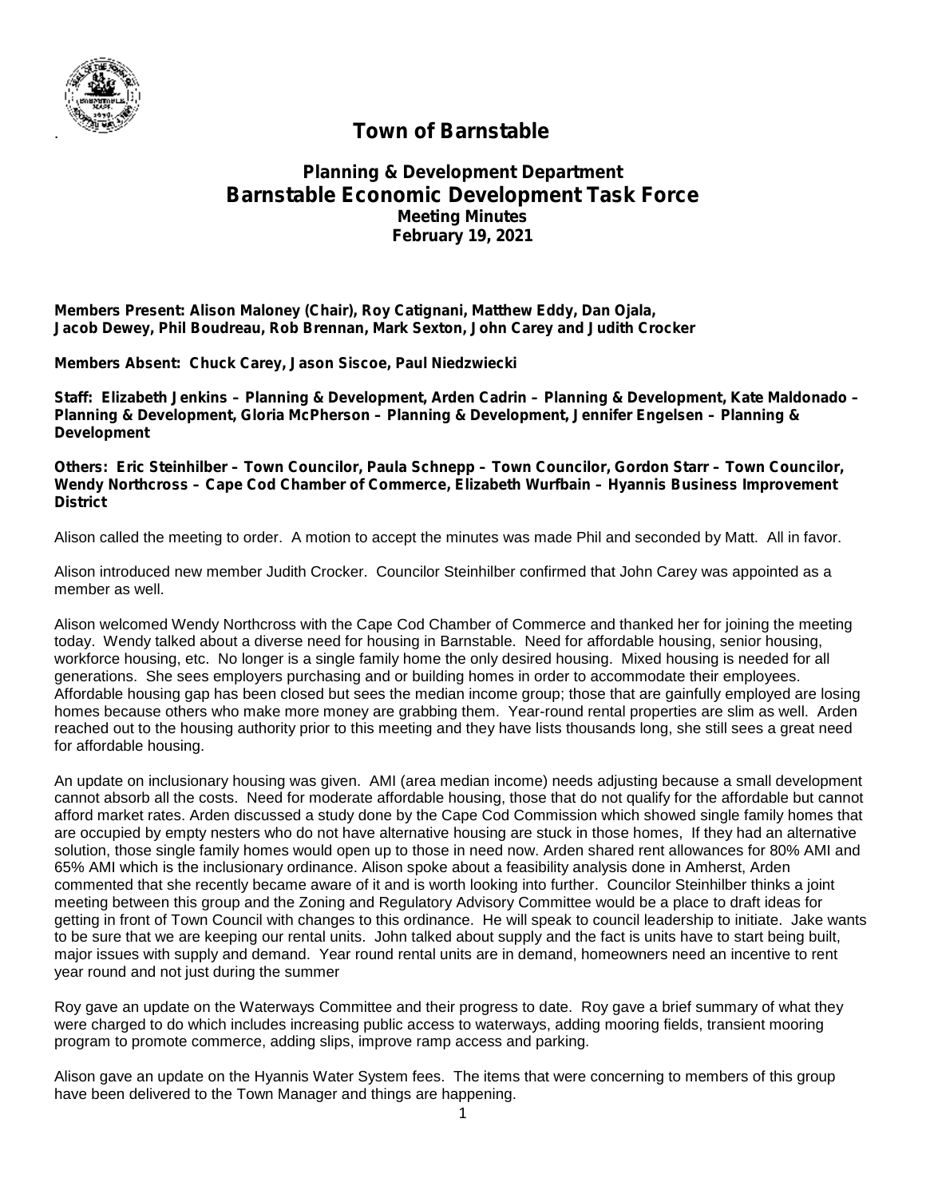# Town of Barnstable

## Planning & Development Department
## Barnstable Economic Development Task Force
### Meeting Minutes
### February 19, 2021

**Members Present: Alison Maloney (Chair), Roy Catignani, Matthew Eddy, Dan Ojala, Jacob Dewey, Phil Boudreau, Rob Brennan, Mark Sexton, John Carey and Judith Crocker**

**Members Absent: Chuck Carey, Jason Siscoe, Paul Niedzwiecki**

**Staff: Elizabeth Jenkins – Planning & Development, Arden Cadrin – Planning & Development, Kate Maldonado – Planning & Development, Gloria McPherson – Planning & Development, Jennifer Engelsen – Planning & Development**

**Others: Eric Steinhilber – Town Councilor, Paula Schnepp – Town Councilor, Gordon Starr – Town Councilor, Wendy Northcross – Cape Cod Chamber of Commerce, Elizabeth Wurfbain – Hyannis Business Improvement District**

Alison called the meeting to order. A motion to accept the minutes was made Phil and seconded by Matt. All in favor.

Alison introduced new member Judith Crocker. Councilor Steinhilber confirmed that John Carey was appointed as a member as well.

Alison welcomed Wendy Northcross with the Cape Cod Chamber of Commerce and thanked her for joining the meeting today. Wendy talked about a diverse need for housing in Barnstable. Need for affordable housing, senior housing, workforce housing, etc. No longer is a single family home the only desired housing. Mixed housing is needed for all generations. She sees employers purchasing and or building homes in order to accommodate their employees. Affordable housing gap has been closed but sees the median income group; those that are gainfully employed are losing homes because others who make more money are grabbing them. Year-round rental properties are slim as well. Arden reached out to the housing authority prior to this meeting and they have lists thousands long, she still sees a great need for affordable housing.

An update on inclusionary housing was given. AMI (area median income) needs adjusting because a small development cannot absorb all the costs. Need for moderate affordable housing, those that do not qualify for the affordable but cannot afford market rates. Arden discussed a study done by the Cape Cod Commission which showed single family homes that are occupied by empty nesters who do not have alternative housing are stuck in those homes, If they had an alternative solution, those single family homes would open up to those in need now. Arden shared rent allowances for 80% AMI and 65% AMI which is the inclusionary ordinance. Alison spoke about a feasibility analysis done in Amherst, Arden commented that she recently became aware of it and is worth looking into further. Councilor Steinhilber thinks a joint meeting between this group and the Zoning and Regulatory Advisory Committee would be a place to draft ideas for getting in front of Town Council with changes to this ordinance. He will speak to council leadership to initiate. Jake wants to be sure that we are keeping our rental units. John talked about supply and the fact is units have to start being built, major issues with supply and demand. Year round rental units are in demand, homeowners need an incentive to rent year round and not just during the summer

Roy gave an update on the Waterways Committee and their progress to date. Roy gave a brief summary of what they were charged to do which includes increasing public access to waterways, adding mooring fields, transient mooring program to promote commerce, adding slips, improve ramp access and parking.

Alison gave an update on the Hyannis Water System fees. The items that were concerning to members of this group have been delivered to the Town Manager and things are happening.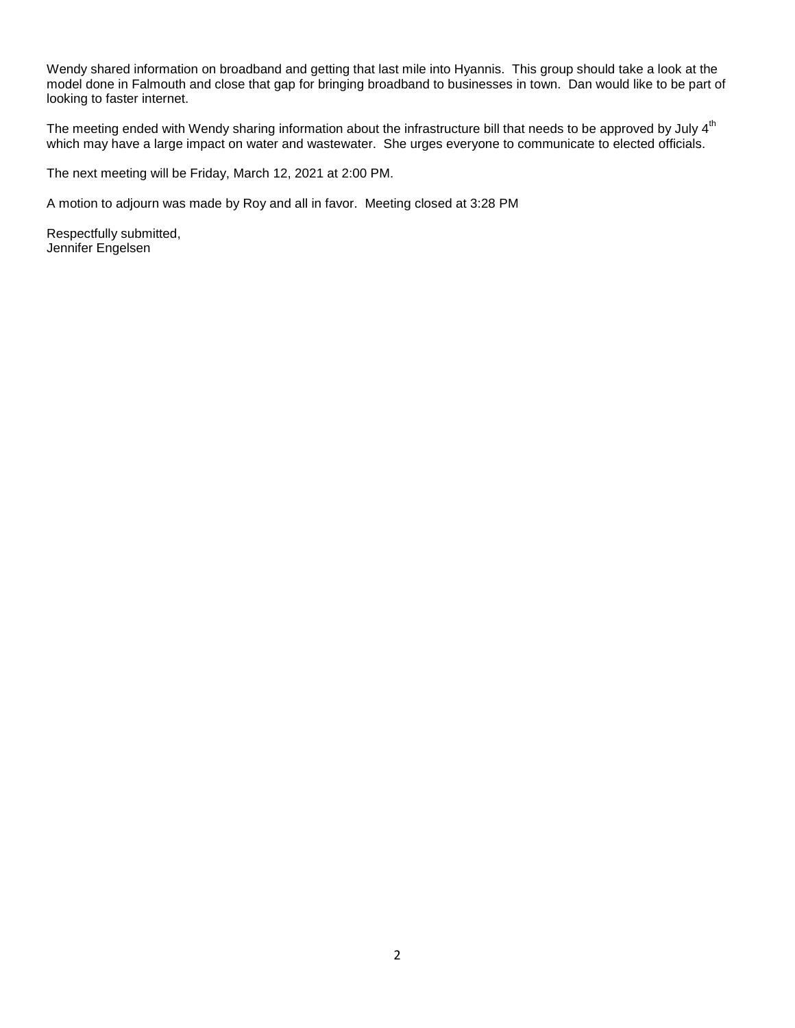Wendy shared information on broadband and getting that last mile into Hyannis. This group should take a look at the model done in Falmouth and close that gap for bringing broadband to businesses in town. Dan would like to be part of looking to faster internet.

The meeting ended with Wendy sharing information about the infrastructure bill that needs to be approved by July 4th which may have a large impact on water and wastewater. She urges everyone to communicate to elected officials.

The next meeting will be Friday, March 12, 2021 at 2:00 PM.

A motion to adjourn was made by Roy and all in favor. Meeting closed at 3:28 PM

Respectfully submitted,
Jennifer Engelsen